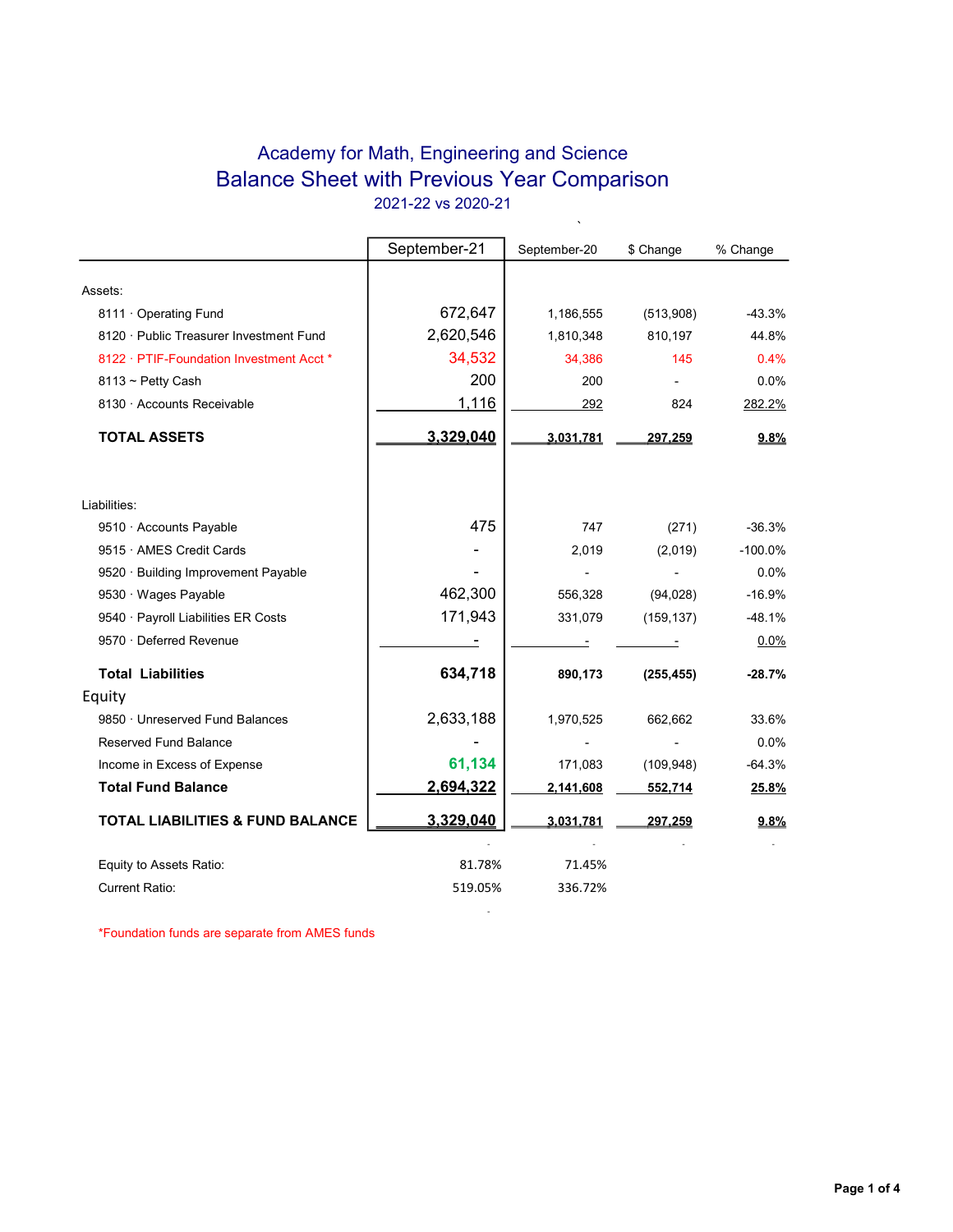# Academy for Math, Engineering and Science

## Balance Sheet with Previous Year Comparison

2021-22 vs 2020-21

| | September-21 | September-20 | $ Change | % Change |
|---|---|---|---|---|
| **Assets:** | | | | |
| 8111 · Operating Fund | 672,647 | 1,186,555 | (513,908) | -43.3% |
| 8120 · Public Treasurer Investment Fund | 2,620,546 | 1,810,348 | 810,197 | 44.8% |
| 8122 · PTIF-Foundation Investment Acct * | 34,532 | 34,386 | 145 | 0.4% |
| 8113 ~ Petty Cash | 200 | 200 | - | 0.0% |
| 8130 · Accounts Receivable | 1,116 | 292 | 824 | 282.2% |
| **TOTAL ASSETS** | **3,329,040** | **3,031,781** | **297,259** | **9.8%** |
| **Liabilities:** | | | | |
| 9510 · Accounts Payable | 475 | 747 | (271) | -36.3% |
| 9515 · AMES Credit Cards | - | 2,019 | (2,019) | -100.0% |
| 9520 · Building Improvement Payable | - | - | - | 0.0% |
| 9530 · Wages Payable | 462,300 | 556,328 | (94,028) | -16.9% |
| 9540 · Payroll Liabilities ER Costs | 171,943 | 331,079 | (159,137) | -48.1% |
| 9570 · Deferred Revenue | - | - | - | 0.0% |
| **Total Liabilities** | **634,718** | **890,173** | **(255,455)** | **-28.7%** |
| **Equity** | | | | |
| 9850 · Unreserved Fund Balances | 2,633,188 | 1,970,525 | 662,662 | 33.6% |
| Reserved Fund Balance | - | - | - | 0.0% |
| Income in Excess of Expense | 61,134 | 171,083 | (109,948) | -64.3% |
| **Total Fund Balance** | **2,694,322** | **2,141,608** | **552,714** | **25.8%** |
| **TOTAL LIABILITIES & FUND BALANCE** | **3,329,040** | **3,031,781** | **297,259** | **9.8%** |
| | - | - | - | - |
| Equity to Assets Ratio: | 81.78% | 71.45% | | |
| Current Ratio: | 519.05% | 336.72% | | |

*Foundation funds are separate from AMES funds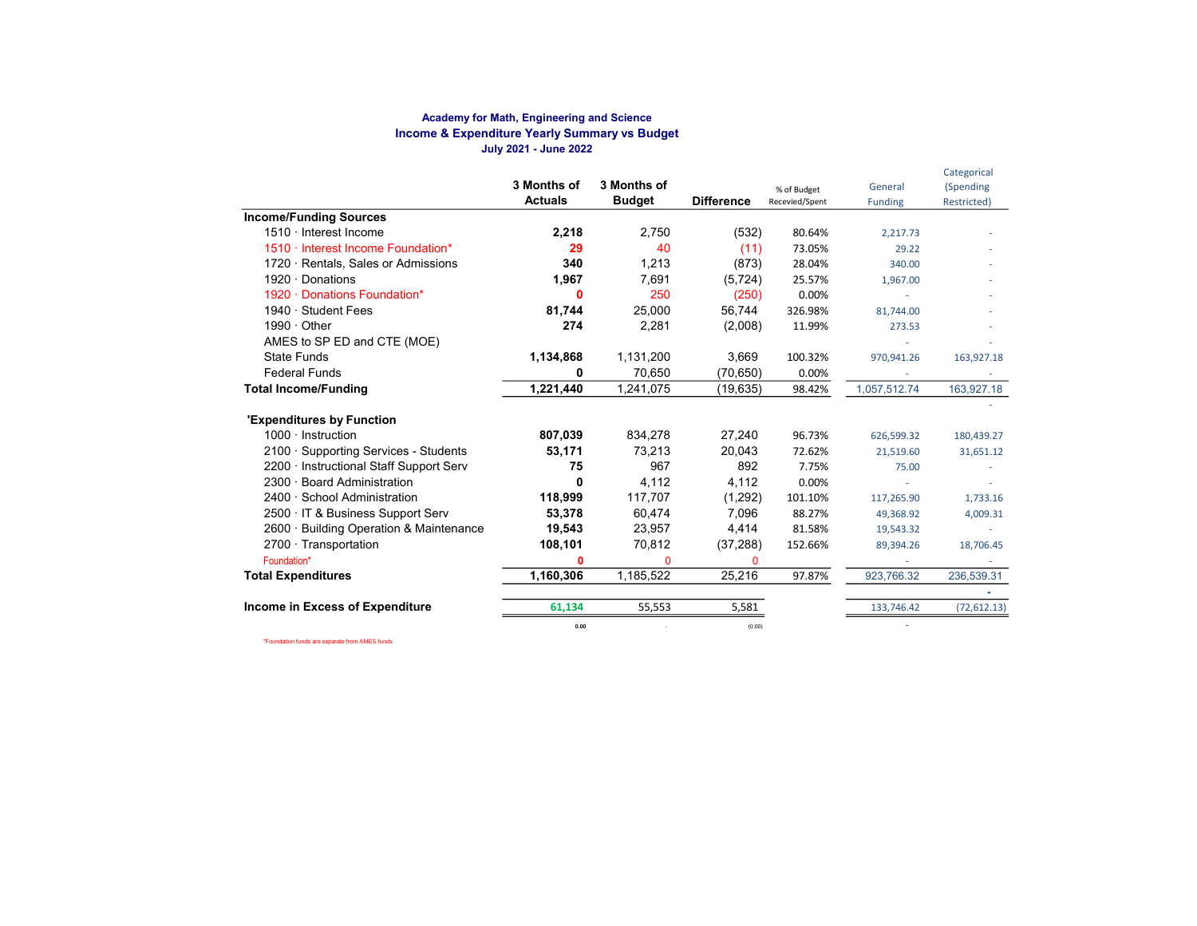**Academy for Math, Engineering and Science**
**Income & Expenditure Yearly Summary vs Budget**
**July 2021 - June 2022**

| | 3 Months of Actuals | 3 Months of Budget | Difference | % of Budget Recevied/Spent | General Funding | Categorical (Spending Restricted) |
|---|---|---|---|---|---|---|
| **Income/Funding Sources** | | | | | | |
| 1510 · Interest Income | **2,218** | 2,750 | (532) | 80.64% | 2,217.73 | - |
| 1510 · Interest Income Foundation* | **29** | 40 | (11) | 73.05% | 29.22 | - |
| 1720 · Rentals, Sales or Admissions | **340** | 1,213 | (873) | 28.04% | 340.00 | - |
| 1920 · Donations | **1,967** | 7,691 | (5,724) | 25.57% | 1,967.00 | - |
| 1920 · Donations Foundation* | **0** | 250 | (250) | 0.00% | - | - |
| 1940 · Student Fees | **81,744** | 25,000 | 56,744 | 326.98% | 81,744.00 | - |
| 1990 · Other | **274** | 2,281 | (2,008) | 11.99% | 273.53 | - |
| AMES to SP ED and CTE (MOE) | | | | | - | - |
| State Funds | **1,134,868** | 1,131,200 | 3,669 | 100.32% | 970,941.26 | 163,927.18 |
| Federal Funds | **0** | 70,650 | (70,650) | 0.00% | - | - |
| **Total Income/Funding** | **1,221,440** | 1,241,075 | (19,635) | 98.42% | 1,057,512.74 | 163,927.18 |
| | | | | | | - |
| **'Expenditures by Function** | | | | | | |
| 1000 · Instruction | **807,039** | 834,278 | 27,240 | 96.73% | 626,599.32 | 180,439.27 |
| 2100 · Supporting Services - Students | **53,171** | 73,213 | 20,043 | 72.62% | 21,519.60 | 31,651.12 |
| 2200 · Instructional Staff Support Serv | **75** | 967 | 892 | 7.75% | 75.00 | - |
| 2300 · Board Administration | **0** | 4,112 | 4,112 | 0.00% | - | - |
| 2400 · School Administration | **118,999** | 117,707 | (1,292) | 101.10% | 117,265.90 | 1,733.16 |
| 2500 · IT & Business Support Serv | **53,378** | 60,474 | 7,096 | 88.27% | 49,368.92 | 4,009.31 |
| 2600 · Building Operation & Maintenance | **19,543** | 23,957 | 4,414 | 81.58% | 19,543.32 | - |
| 2700 · Transportation | **108,101** | 70,812 | (37,288) | 152.66% | 89,394.26 | 18,706.45 |
| Foundation* | **0** | 0 | 0 | | - | - |
| **Total Expenditures** | **1,160,306** | 1,185,522 | 25,216 | 97.87% | 923,766.32 | 236,539.31 |
| | | | | | | - |
| **Income in Excess of Expenditure** | **61,134** | 55,553 | 5,581 | | 133,746.42 | (72,612.13) |
| | 0.00 | - | (0.00) | | - | |

*Foundation funds are separate from AMES funds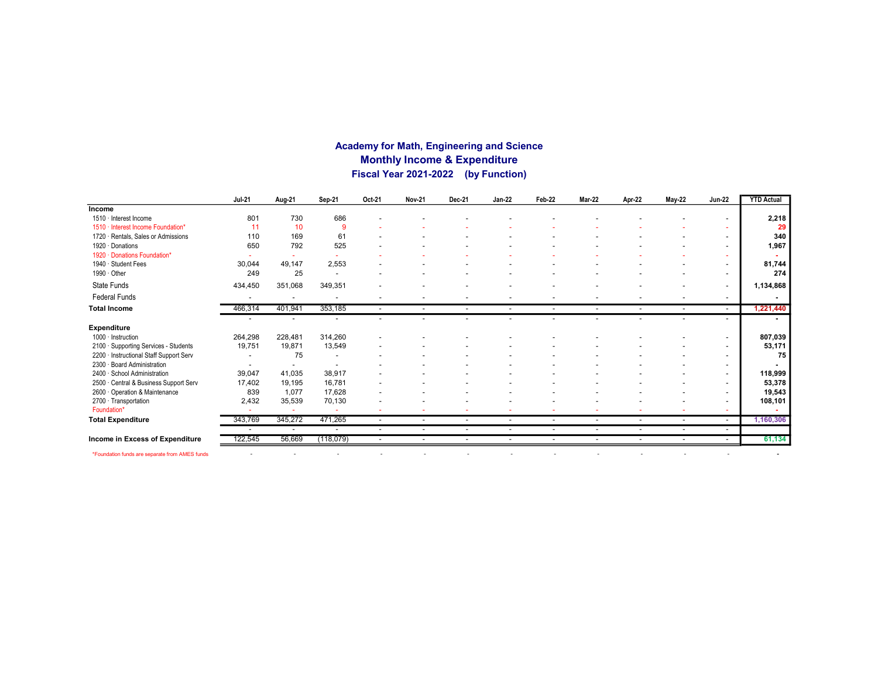# Academy for Math, Engineering and Science
## Monthly Income & Expenditure
### Fiscal Year 2021-2022 (by Function)

| | Jul-21 | Aug-21 | Sep-21 | Oct-21 | Nov-21 | Dec-21 | Jan-22 | Feb-22 | Mar-22 | Apr-22 | May-22 | Jun-22 | YTD Actual |
|---|---|---|---|---|---|---|---|---|---|---|---|---|---|
| **Income** | | | | | | | | | | | | | |
| 1510 · Interest Income | 801 | 730 | 686 | - | - | - | - | - | - | - | - | - | **2,218** |
| 1510 · Interest Income Foundation* | 11 | 10 | 9 | - | - | - | - | - | - | - | - | - | **29** |
| 1720 · Rentals, Sales or Admissions | 110 | 169 | 61 | - | - | - | - | - | - | - | - | - | **340** |
| 1920 · Donations | 650 | 792 | 525 | - | - | - | - | - | - | - | - | - | **1,967** |
| 1920 · Donations Foundation* | - | - | - | - | - | - | - | - | - | - | - | - | **-** |
| 1940 · Student Fees | 30,044 | 49,147 | 2,553 | - | - | - | - | - | - | - | - | - | **81,744** |
| 1990 · Other | 249 | 25 | - | - | - | - | - | - | - | - | - | - | **274** |
| State Funds | 434,450 | 351,068 | 349,351 | - | - | - | - | - | - | - | - | - | **1,134,868** |
| Federal Funds | - | - | - | - | - | - | - | - | - | - | - | - | **-** |
| **Total Income** | 466,314 | 401,941 | 353,185 | - | - | - | - | - | - | - | - | - | **1,221,440** |
| | - | - | - | - | - | - | - | - | - | - | - | - | **-** |
| **Expenditure** | | | | | | | | | | | | | |
| 1000 · Instruction | 264,298 | 228,481 | 314,260 | - | - | - | - | - | - | - | - | - | **807,039** |
| 2100 · Supporting Services - Students | 19,751 | 19,871 | 13,549 | - | - | - | - | - | - | - | - | - | **53,171** |
| 2200 · Instructional Staff Support Serv | - | 75 | - | - | - | - | - | - | - | - | - | - | **75** |
| 2300 · Board Administration | - | - | - | - | - | - | - | - | - | - | - | - | **-** |
| 2400 · School Administration | 39,047 | 41,035 | 38,917 | - | - | - | - | - | - | - | - | - | **118,999** |
| 2500 · Central & Business Support Serv | 17,402 | 19,195 | 16,781 | - | - | - | - | - | - | - | - | - | **53,378** |
| 2600 · Operation & Maintenance | 839 | 1,077 | 17,628 | - | - | - | - | - | - | - | - | - | **19,543** |
| 2700 · Transportation | 2,432 | 35,539 | 70,130 | - | - | - | - | - | - | - | - | - | **108,101** |
| Foundation* | - | - | - | - | - | - | - | - | - | - | - | - | **-** |
| **Total Expenditure** | 343,769 | 345,272 | 471,265 | - | - | - | - | - | - | - | - | - | **1,160,306** |
| | - | - | - | - | - | - | - | - | - | - | - | - | |
| **Income in Excess of Expenditure** | 122,545 | 56,669 | (118,079) | - | - | - | - | - | - | - | - | - | **61,134** |
| *Foundation funds are separate from AMES funds | - | - | - | - | - | - | - | - | - | - | - | - | - |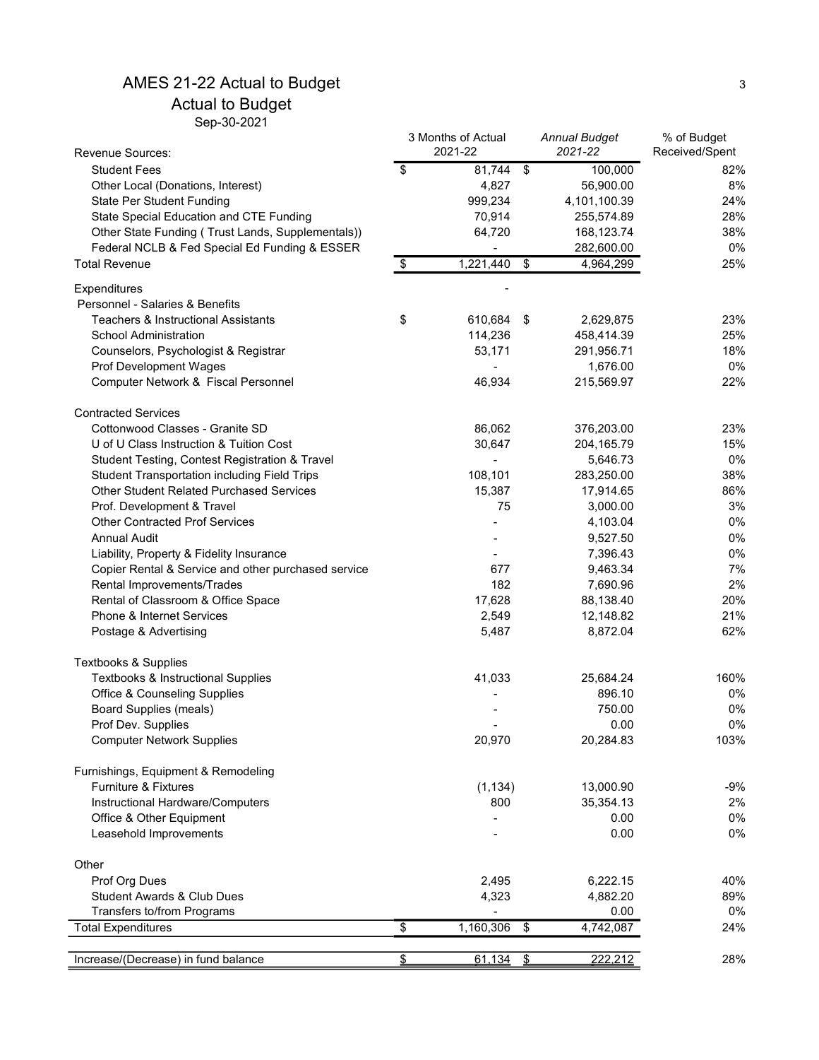# AMES 21-22 Actual to Budget

## Actual to Budget

Sep-30-2021

| Revenue Sources: | 3 Months of Actual 2021-22 | *Annual Budget 2021-22* | % of Budget Received/Spent |
|---|---|---|---|
| Student Fees | $ 81,744 | $ 100,000 | 82% |
| Other Local (Donations, Interest) | 4,827 | 56,900.00 | 8% |
| State Per Student Funding | 999,234 | 4,101,100.39 | 24% |
| State Special Education and CTE Funding | 70,914 | 255,574.89 | 28% |
| Other State Funding ( Trust Lands, Supplementals)) | 64,720 | 168,123.74 | 38% |
| Federal NCLB & Fed Special Ed Funding & ESSER | - | 282,600.00 | 0% |
| Total Revenue | $ 1,221,440 | $ 4,964,299 | 25% |
| Expenditures | - | | |
| Personnel - Salaries & Benefits | | | |
| Teachers & Instructional Assistants | $ 610,684 | $ 2,629,875 | 23% |
| School Administration | 114,236 | 458,414.39 | 25% |
| Counselors, Psychologist & Registrar | 53,171 | 291,956.71 | 18% |
| Prof Development Wages | - | 1,676.00 | 0% |
| Computer Network & Fiscal Personnel | 46,934 | 215,569.97 | 22% |
| Contracted Services | | | |
| Cottonwood Classes - Granite SD | 86,062 | 376,203.00 | 23% |
| U of U Class Instruction & Tuition Cost | 30,647 | 204,165.79 | 15% |
| Student Testing, Contest Registration & Travel | - | 5,646.73 | 0% |
| Student Transportation including Field Trips | 108,101 | 283,250.00 | 38% |
| Other Student Related Purchased Services | 15,387 | 17,914.65 | 86% |
| Prof. Development & Travel | 75 | 3,000.00 | 3% |
| Other Contracted Prof Services | - | 4,103.04 | 0% |
| Annual Audit | - | 9,527.50 | 0% |
| Liability, Property & Fidelity Insurance | - | 7,396.43 | 0% |
| Copier Rental & Service and other purchased service | 677 | 9,463.34 | 7% |
| Rental Improvements/Trades | 182 | 7,690.96 | 2% |
| Rental of Classroom & Office Space | 17,628 | 88,138.40 | 20% |
| Phone & Internet Services | 2,549 | 12,148.82 | 21% |
| Postage & Advertising | 5,487 | 8,872.04 | 62% |
| Textbooks & Supplies | | | |
| Textbooks & Instructional Supplies | 41,033 | 25,684.24 | 160% |
| Office & Counseling Supplies | - | 896.10 | 0% |
| Board Supplies (meals) | - | 750.00 | 0% |
| Prof Dev. Supplies | - | 0.00 | 0% |
| Computer Network Supplies | 20,970 | 20,284.83 | 103% |
| Furnishings, Equipment & Remodeling | | | |
| Furniture & Fixtures | (1,134) | 13,000.90 | -9% |
| Instructional Hardware/Computers | 800 | 35,354.13 | 2% |
| Office & Other Equipment | - | 0.00 | 0% |
| Leasehold Improvements | - | 0.00 | 0% |
| Other | | | |
| Prof Org Dues | 2,495 | 6,222.15 | 40% |
| Student Awards & Club Dues | 4,323 | 4,882.20 | 89% |
| Transfers to/from Programs | - | 0.00 | 0% |
| Total Expenditures | $ 1,160,306 | $ 4,742,087 | 24% |
| Increase/(Decrease) in fund balance | $ 61,134 | $ 222,212 | 28% |